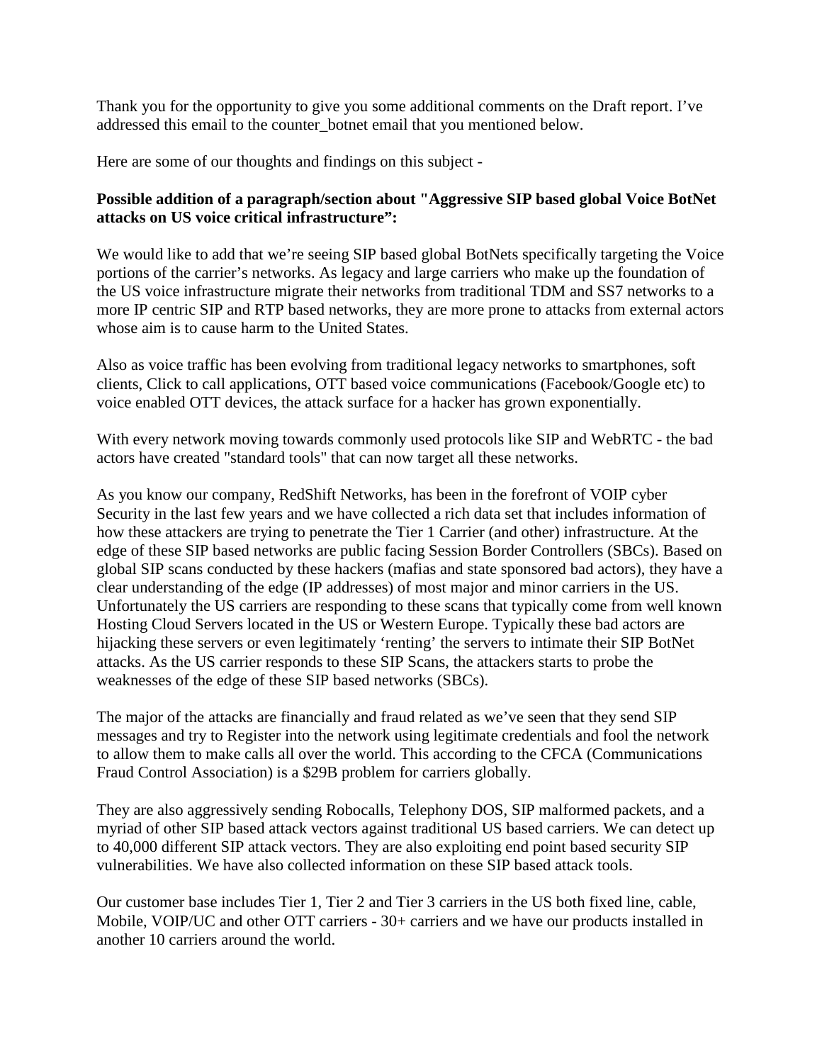Thank you for the opportunity to give you some additional comments on the Draft report. I've addressed this email to the counter_botnet email that you mentioned below.

Here are some of our thoughts and findings on this subject -

**Possible addition of a paragraph/section about "Aggressive SIP based global Voice BotNet attacks on US voice critical infrastructure":**

We would like to add that we're seeing SIP based global BotNets specifically targeting the Voice portions of the carrier's networks. As legacy and large carriers who make up the foundation of the US voice infrastructure migrate their networks from traditional TDM and SS7 networks to a more IP centric SIP and RTP based networks, they are more prone to attacks from external actors whose aim is to cause harm to the United States.

Also as voice traffic has been evolving from traditional legacy networks to smartphones, soft clients, Click to call applications, OTT based voice communications (Facebook/Google etc) to voice enabled OTT devices, the attack surface for a hacker has grown exponentially.

With every network moving towards commonly used protocols like SIP and WebRTC - the bad actors have created "standard tools" that can now target all these networks.

As you know our company, RedShift Networks, has been in the forefront of VOIP cyber Security in the last few years and we have collected a rich data set that includes information of how these attackers are trying to penetrate the Tier 1 Carrier (and other) infrastructure. At the edge of these SIP based networks are public facing Session Border Controllers (SBCs). Based on global SIP scans conducted by these hackers (mafias and state sponsored bad actors), they have a clear understanding of the edge (IP addresses) of most major and minor carriers in the US. Unfortunately the US carriers are responding to these scans that typically come from well known Hosting Cloud Servers located in the US or Western Europe. Typically these bad actors are hijacking these servers or even legitimately 'renting' the servers to intimate their SIP BotNet attacks. As the US carrier responds to these SIP Scans, the attackers starts to probe the weaknesses of the edge of these SIP based networks (SBCs).

The major of the attacks are financially and fraud related as we've seen that they send SIP messages and try to Register into the network using legitimate credentials and fool the network to allow them to make calls all over the world. This according to the CFCA (Communications Fraud Control Association) is a $29B problem for carriers globally.

They are also aggressively sending Robocalls, Telephony DOS, SIP malformed packets, and a myriad of other SIP based attack vectors against traditional US based carriers. We can detect up to 40,000 different SIP attack vectors. They are also exploiting end point based security SIP vulnerabilities. We have also collected information on these SIP based attack tools.

Our customer base includes Tier 1, Tier 2 and Tier 3 carriers in the US both fixed line, cable, Mobile, VOIP/UC and other OTT carriers - 30+ carriers and we have our products installed in another 10 carriers around the world.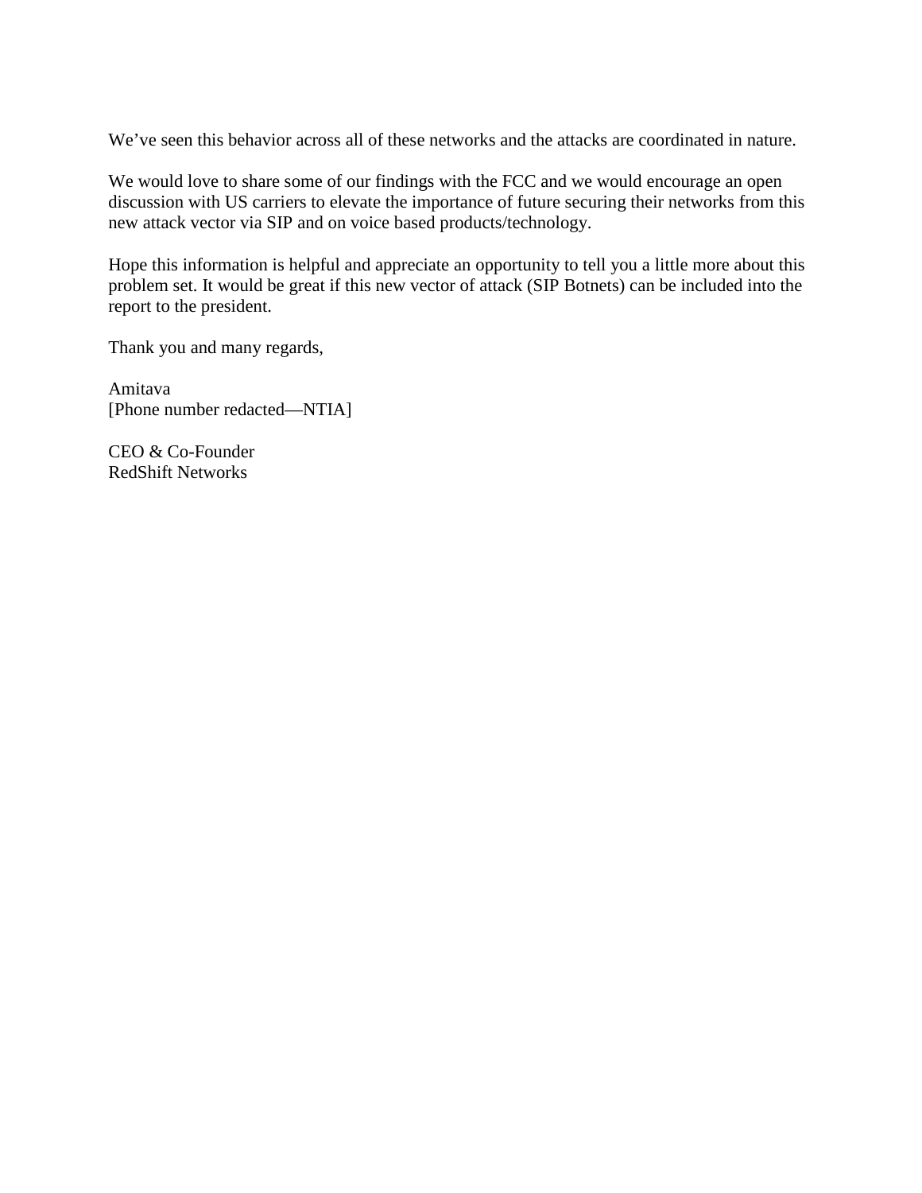We've seen this behavior across all of these networks and the attacks are coordinated in nature.

We would love to share some of our findings with the FCC and we would encourage an open discussion with US carriers to elevate the importance of future securing their networks from this new attack vector via SIP and on voice based products/technology.

Hope this information is helpful and appreciate an opportunity to tell you a little more about this problem set. It would be great if this new vector of attack (SIP Botnets) can be included into the report to the president.

Thank you and many regards,

Amitava  
[Phone number redacted—NTIA]

CEO & Co-Founder  
RedShift Networks